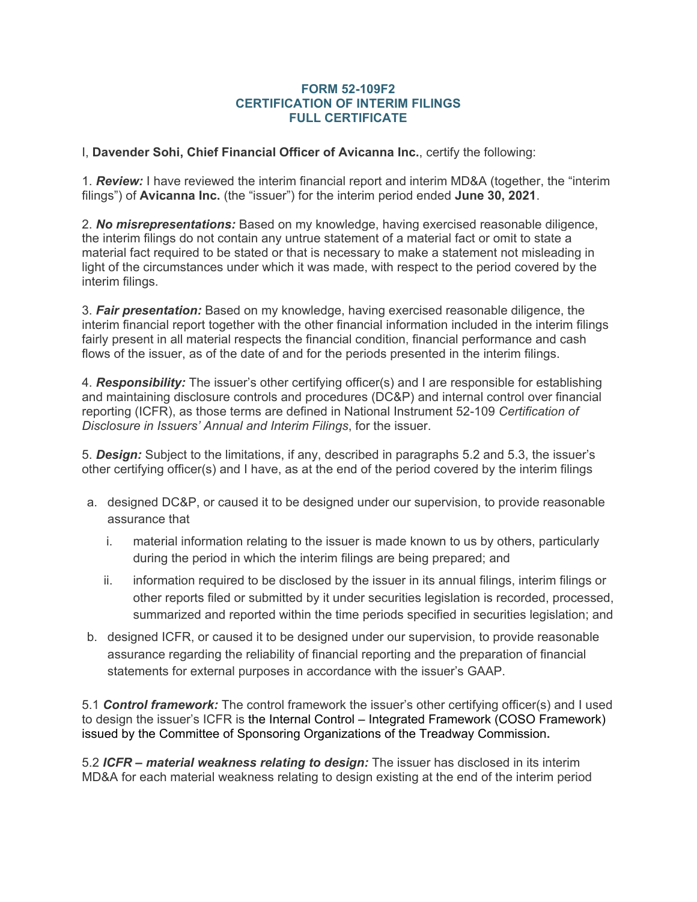# FORM 52-109F2
# CERTIFICATION OF INTERIM FILINGS
# FULL CERTIFICATE

I, **Davender Sohi, Chief Financial Officer of Avicanna Inc.**, certify the following:

1. ***Review:*** I have reviewed the interim financial report and interim MD&A (together, the "interim filings") of **Avicanna Inc.** (the "issuer") for the interim period ended **June 30, 2021**.

2. ***No misrepresentations:*** Based on my knowledge, having exercised reasonable diligence, the interim filings do not contain any untrue statement of a material fact or omit to state a material fact required to be stated or that is necessary to make a statement not misleading in light of the circumstances under which it was made, with respect to the period covered by the interim filings.

3. ***Fair presentation:*** Based on my knowledge, having exercised reasonable diligence, the interim financial report together with the other financial information included in the interim filings fairly present in all material respects the financial condition, financial performance and cash flows of the issuer, as of the date of and for the periods presented in the interim filings.

4. ***Responsibility:*** The issuer's other certifying officer(s) and I are responsible for establishing and maintaining disclosure controls and procedures (DC&P) and internal control over financial reporting (ICFR), as those terms are defined in National Instrument 52-109 *Certification of Disclosure in Issuers' Annual and Interim Filings*, for the issuer.

5. ***Design:*** Subject to the limitations, if any, described in paragraphs 5.2 and 5.3, the issuer's other certifying officer(s) and I have, as at the end of the period covered by the interim filings

   a. designed DC&P, or caused it to be designed under our supervision, to provide reasonable assurance that

      i. material information relating to the issuer is made known to us by others, particularly during the period in which the interim filings are being prepared; and

      ii. information required to be disclosed by the issuer in its annual filings, interim filings or other reports filed or submitted by it under securities legislation is recorded, processed, summarized and reported within the time periods specified in securities legislation; and

   b. designed ICFR, or caused it to be designed under our supervision, to provide reasonable assurance regarding the reliability of financial reporting and the preparation of financial statements for external purposes in accordance with the issuer's GAAP.

5.1 ***Control framework:*** The control framework the issuer's other certifying officer(s) and I used to design the issuer's ICFR is the Internal Control – Integrated Framework (COSO Framework) issued by the Committee of Sponsoring Organizations of the Treadway Commission**.**

5.2 ***ICFR – material weakness relating to design:*** The issuer has disclosed in its interim MD&A for each material weakness relating to design existing at the end of the interim period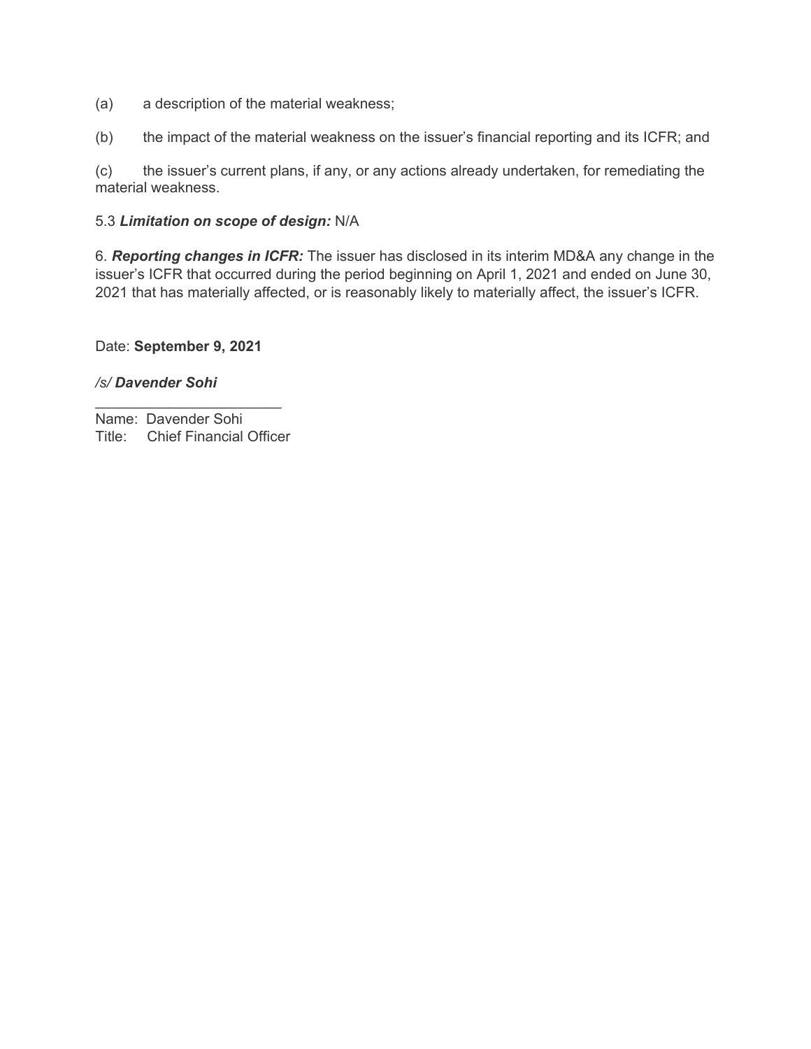(a) a description of the material weakness;

(b) the impact of the material weakness on the issuer's financial reporting and its ICFR; and

(c) the issuer's current plans, if any, or any actions already undertaken, for remediating the material weakness.

5.3 ***Limitation on scope of design:*** N/A

6. ***Reporting changes in ICFR:*** The issuer has disclosed in its interim MD&A any change in the issuer's ICFR that occurred during the period beginning on April 1, 2021 and ended on June 30, 2021 that has materially affected, or is reasonably likely to materially affect, the issuer's ICFR.

Date: **September 9, 2021**

*/s/* ***Davender Sohi***

_______________________

Name: Davender Sohi
Title: Chief Financial Officer